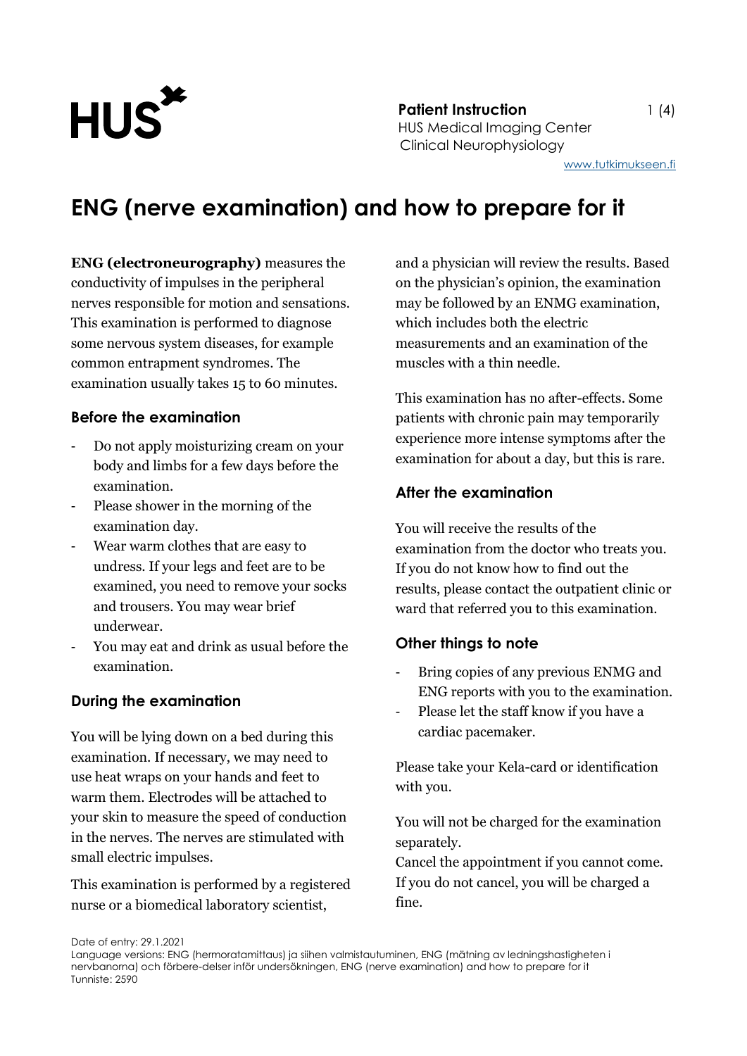HUS

**Patient Instruction**
HUS Medical Imaging Center
Clinical Neurophysiology

www.tutkimukseen.fi

# ENG (nerve examination) and how to prepare for it

**ENG (electroneurography)** measures the conductivity of impulses in the peripheral nerves responsible for motion and sensations. This examination is performed to diagnose some nervous system diseases, for example common entrapment syndromes. The examination usually takes 15 to 60 minutes.

## Before the examination

- Do not apply moisturizing cream on your body and limbs for a few days before the examination.
- Please shower in the morning of the examination day.
- Wear warm clothes that are easy to undress. If your legs and feet are to be examined, you need to remove your socks and trousers. You may wear brief underwear.
- You may eat and drink as usual before the examination.

## During the examination

You will be lying down on a bed during this examination. If necessary, we may need to use heat wraps on your hands and feet to warm them. Electrodes will be attached to your skin to measure the speed of conduction in the nerves. The nerves are stimulated with small electric impulses.

This examination is performed by a registered nurse or a biomedical laboratory scientist, and a physician will review the results. Based on the physician's opinion, the examination may be followed by an ENMG examination, which includes both the electric measurements and an examination of the muscles with a thin needle.

This examination has no after-effects. Some patients with chronic pain may temporarily experience more intense symptoms after the examination for about a day, but this is rare.

## After the examination

You will receive the results of the examination from the doctor who treats you. If you do not know how to find out the results, please contact the outpatient clinic or ward that referred you to this examination.

## Other things to note

- Bring copies of any previous ENMG and ENG reports with you to the examination.
- Please let the staff know if you have a cardiac pacemaker.

Please take your Kela-card or identification with you.

You will not be charged for the examination separately.
Cancel the appointment if you cannot come. If you do not cancel, you will be charged a fine.

Date of entry: 29.1.2021
Language versions: ENG (hermoratamittaus) ja siihen valmistautuminen, ENG (mätning av ledningshastigheten i nervbanorna) och förbere-delser inför undersökningen, ENG (nerve examination) and how to prepare for it
Tunniste: 2590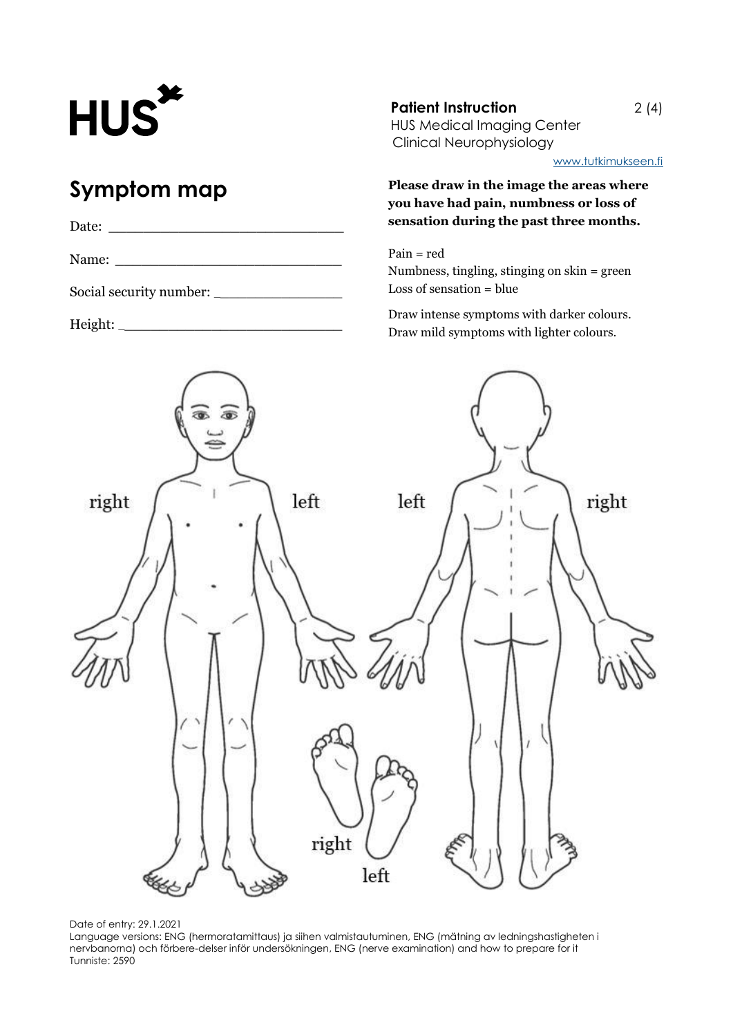HUS

**Patient Instruction**
HUS Medical Imaging Center
Clinical Neurophysiology

www.tutkimukseen.fi

# Symptom map

Date: ___________________________

Name: ___________________________

Social security number: _______________

Height: ___________________________

**Please draw in the image the areas where you have had pain, numbness or loss of sensation during the past three months.**

Pain = red
Numbness, tingling, stinging on skin = green
Loss of sensation = blue

Draw intense symptoms with darker colours.
Draw mild symptoms with lighter colours.

right left left right

right left

Date of entry: 29.1.2021
Language versions: ENG (hermoratamittaus) ja siihen valmistautuminen, ENG (mätning av ledningshastigheten i nervbanorna) och förbere-delser inför undersökningen, ENG (nerve examination) and how to prepare for it
Tunniste: 2590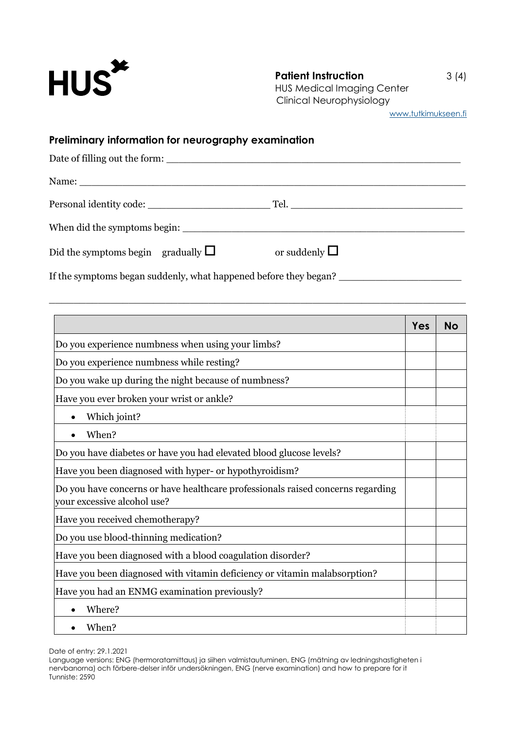## Preliminary information for neurography examination

Date of filling out the form: ______________________________________________

Name: ________________________________________________________________

Personal identity code: ____________________ Tel. ___________________________

When did the symptoms begin: ______________________________________________

Did the symptoms begin gradually ☐ or suddenly ☐

If the symptoms began suddenly, what happened before they began? ____________________

_____________________________________________________________________

| | Yes | No |
|---|---|---|
| Do you experience numbness when using your limbs? | | |
| Do you experience numbness while resting? | | |
| Do you wake up during the night because of numbness? | | |
| Have you ever broken your wrist or ankle? | | |
| • Which joint? | | |
| • When? | | |
| Do you have diabetes or have you had elevated blood glucose levels? | | |
| Have you been diagnosed with hyper- or hypothyroidism? | | |
| Do you have concerns or have healthcare professionals raised concerns regarding your excessive alcohol use? | | |
| Have you received chemotherapy? | | |
| Do you use blood-thinning medication? | | |
| Have you been diagnosed with a blood coagulation disorder? | | |
| Have you been diagnosed with vitamin deficiency or vitamin malabsorption? | | |
| Have you had an ENMG examination previously? | | |
| • Where? | | |
| • When? | | |

Date of entry: 29.1.2021
Language versions: ENG (hermoratamittaus) ja siihen valmistautuminen, ENG (mätning av ledningshastigheten i nervbanorna) och förbere-delser inför undersökningen, ENG (nerve examination) and how to prepare for it
Tunniste: 2590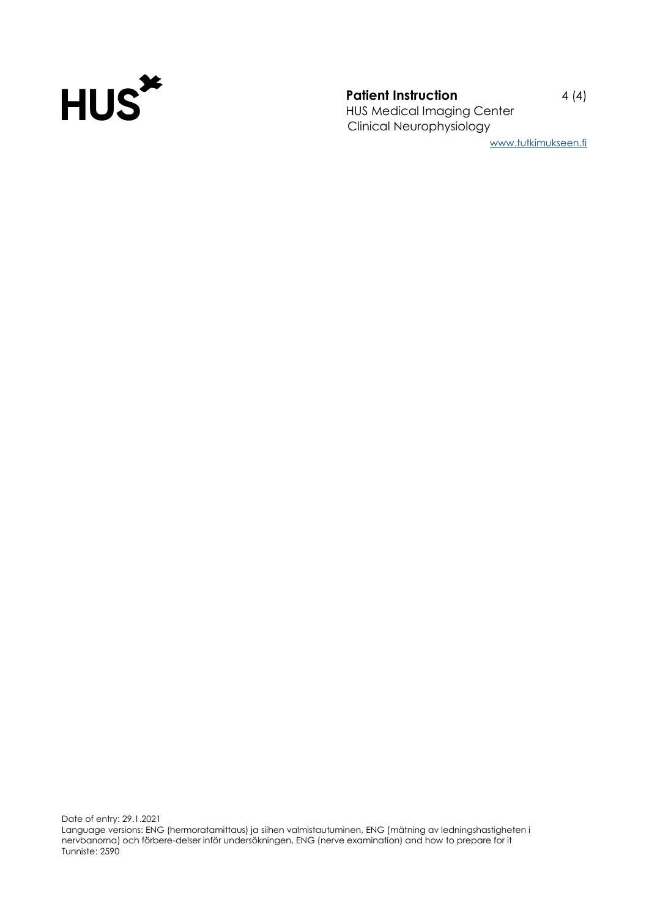Date of entry: 29.1.2021
Language versions: ENG (hermoratamittaus) ja siihen valmistautuminen, ENG (mätning av ledningshastigheten i nervbanorna) och förbere-delser inför undersökningen, ENG (nerve examination) and how to prepare for it
Tunniste: 2590